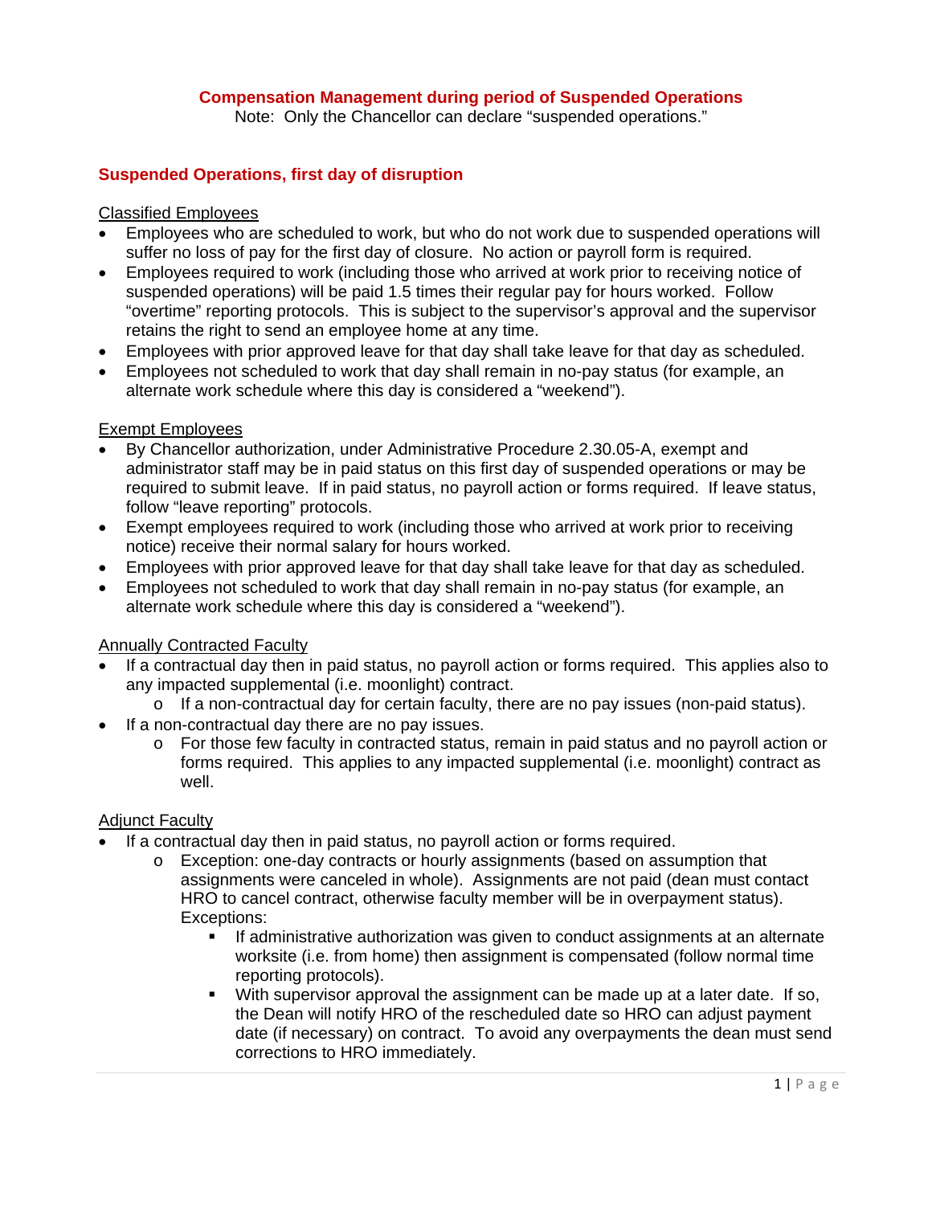# Compensation Management during period of Suspended Operations

Note: Only the Chancellor can declare "suspended operations."

## Suspended Operations, first day of disruption

Classified Employees

- Employees who are scheduled to work, but who do not work due to suspended operations will suffer no loss of pay for the first day of closure. No action or payroll form is required.
- Employees required to work (including those who arrived at work prior to receiving notice of suspended operations) will be paid 1.5 times their regular pay for hours worked. Follow "overtime" reporting protocols. This is subject to the supervisor's approval and the supervisor retains the right to send an employee home at any time.
- Employees with prior approved leave for that day shall take leave for that day as scheduled.
- Employees not scheduled to work that day shall remain in no-pay status (for example, an alternate work schedule where this day is considered a "weekend").

Exempt Employees

- By Chancellor authorization, under Administrative Procedure 2.30.05-A, exempt and administrator staff may be in paid status on this first day of suspended operations or may be required to submit leave. If in paid status, no payroll action or forms required. If leave status, follow "leave reporting" protocols.
- Exempt employees required to work (including those who arrived at work prior to receiving notice) receive their normal salary for hours worked.
- Employees with prior approved leave for that day shall take leave for that day as scheduled.
- Employees not scheduled to work that day shall remain in no-pay status (for example, an alternate work schedule where this day is considered a "weekend").

Annually Contracted Faculty

- If a contractual day then in paid status, no payroll action or forms required. This applies also to any impacted supplemental (i.e. moonlight) contract.
  - If a non-contractual day for certain faculty, there are no pay issues (non-paid status).
- If a non-contractual day there are no pay issues.
  - For those few faculty in contracted status, remain in paid status and no payroll action or forms required. This applies to any impacted supplemental (i.e. moonlight) contract as well.

Adjunct Faculty

- If a contractual day then in paid status, no payroll action or forms required.
  - Exception: one-day contracts or hourly assignments (based on assumption that assignments were canceled in whole). Assignments are not paid (dean must contact HRO to cancel contract, otherwise faculty member will be in overpayment status). Exceptions:
    - If administrative authorization was given to conduct assignments at an alternate worksite (i.e. from home) then assignment is compensated (follow normal time reporting protocols).
    - With supervisor approval the assignment can be made up at a later date. If so, the Dean will notify HRO of the rescheduled date so HRO can adjust payment date (if necessary) on contract. To avoid any overpayments the dean must send corrections to HRO immediately.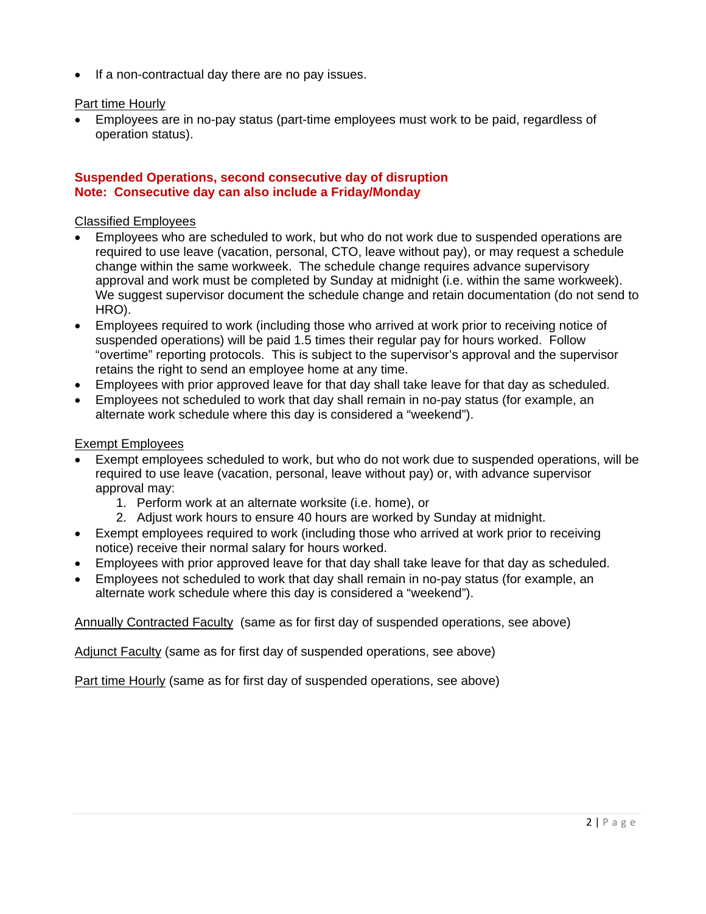- If a non-contractual day there are no pay issues.

Part time Hourly

- Employees are in no-pay status (part-time employees must work to be paid, regardless of operation status).

**Suspended Operations, second consecutive day of disruption**
**Note: Consecutive day can also include a Friday/Monday**

Classified Employees

- Employees who are scheduled to work, but who do not work due to suspended operations are required to use leave (vacation, personal, CTO, leave without pay), or may request a schedule change within the same workweek. The schedule change requires advance supervisory approval and work must be completed by Sunday at midnight (i.e. within the same workweek). We suggest supervisor document the schedule change and retain documentation (do not send to HRO).
- Employees required to work (including those who arrived at work prior to receiving notice of suspended operations) will be paid 1.5 times their regular pay for hours worked. Follow "overtime" reporting protocols. This is subject to the supervisor's approval and the supervisor retains the right to send an employee home at any time.
- Employees with prior approved leave for that day shall take leave for that day as scheduled.
- Employees not scheduled to work that day shall remain in no-pay status (for example, an alternate work schedule where this day is considered a "weekend").

Exempt Employees

- Exempt employees scheduled to work, but who do not work due to suspended operations, will be required to use leave (vacation, personal, leave without pay) or, with advance supervisor approval may:
  1. Perform work at an alternate worksite (i.e. home), or
  2. Adjust work hours to ensure 40 hours are worked by Sunday at midnight.
- Exempt employees required to work (including those who arrived at work prior to receiving notice) receive their normal salary for hours worked.
- Employees with prior approved leave for that day shall take leave for that day as scheduled.
- Employees not scheduled to work that day shall remain in no-pay status (for example, an alternate work schedule where this day is considered a "weekend").

Annually Contracted Faculty (same as for first day of suspended operations, see above)

Adjunct Faculty (same as for first day of suspended operations, see above)

Part time Hourly (same as for first day of suspended operations, see above)